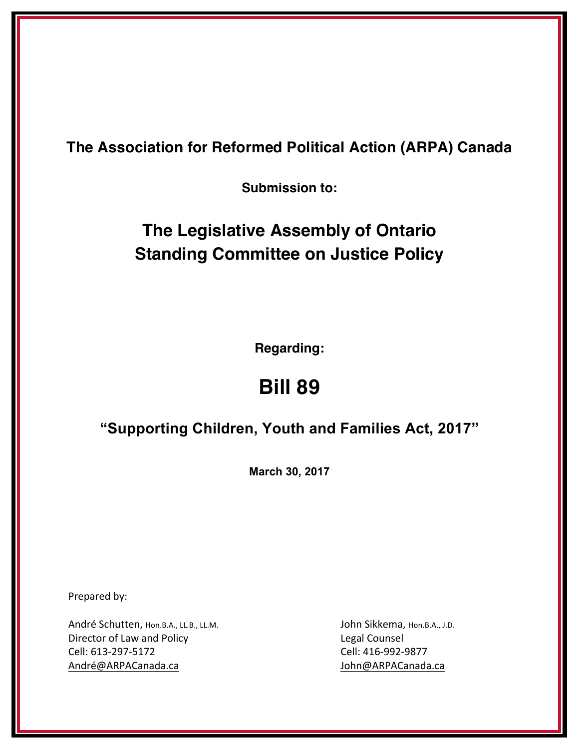**The Association for Reformed Political Action (ARPA) Canada**

**Submission to:**

# The Legislative Assembly of Ontario Standing Committee on Justice Policy

**Regarding:**

# Bill 89

## "Supporting Children, Youth and Families Act, 2017"

**March 30, 2017**

Prepared by:

André Schutten, Hon.B.A., LL.B., LL.M.
Director of Law and Policy
Cell: 613-297-5172
André@ARPACanada.ca

John Sikkema, Hon.B.A., J.D.
Legal Counsel
Cell: 416-992-9877
John@ARPACanada.ca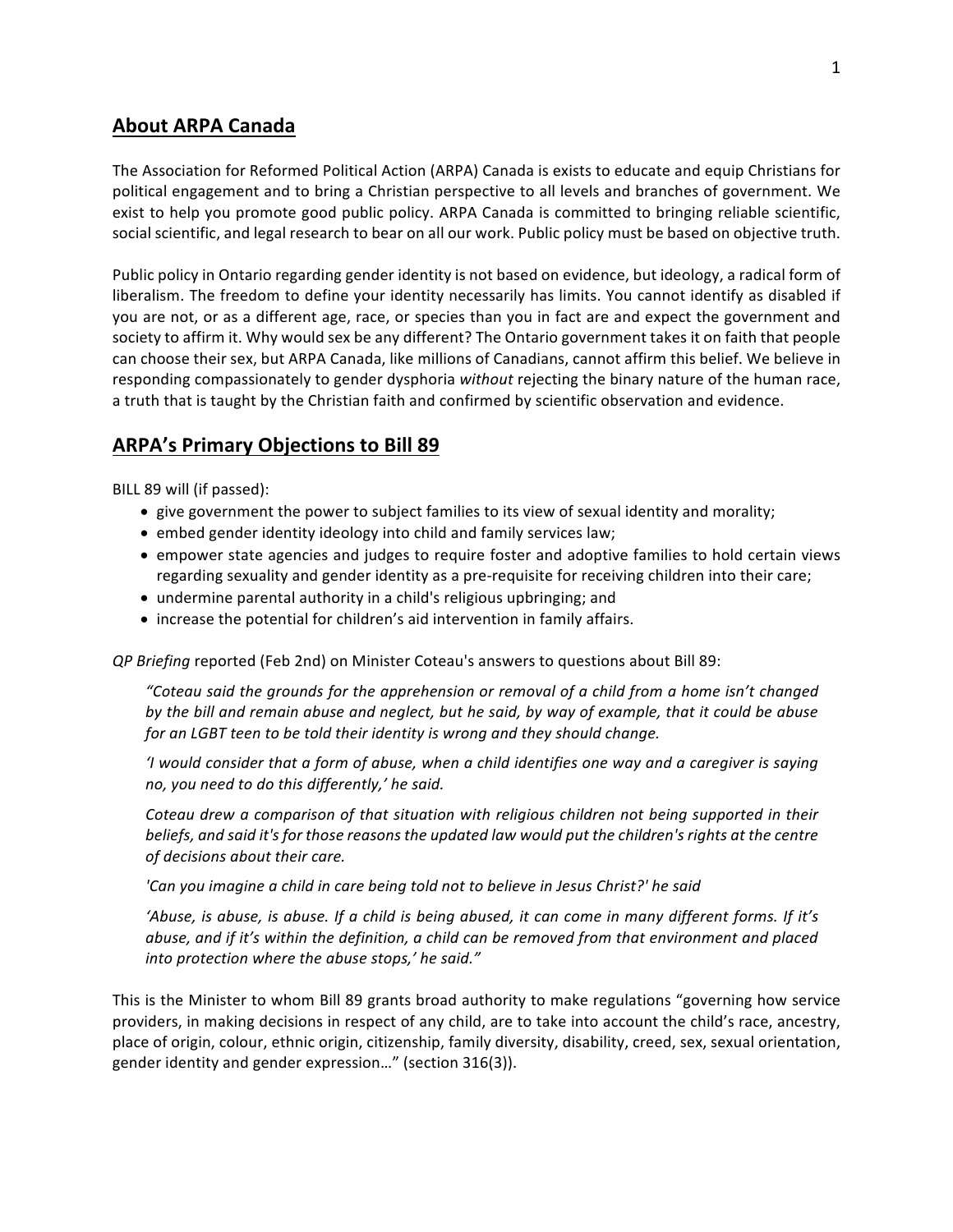## About ARPA Canada

The Association for Reformed Political Action (ARPA) Canada is exists to educate and equip Christians for political engagement and to bring a Christian perspective to all levels and branches of government. We exist to help you promote good public policy. ARPA Canada is committed to bringing reliable scientific, social scientific, and legal research to bear on all our work. Public policy must be based on objective truth.

Public policy in Ontario regarding gender identity is not based on evidence, but ideology, a radical form of liberalism. The freedom to define your identity necessarily has limits. You cannot identify as disabled if you are not, or as a different age, race, or species than you in fact are and expect the government and society to affirm it. Why would sex be any different? The Ontario government takes it on faith that people can choose their sex, but ARPA Canada, like millions of Canadians, cannot affirm this belief. We believe in responding compassionately to gender dysphoria *without* rejecting the binary nature of the human race, a truth that is taught by the Christian faith and confirmed by scientific observation and evidence.

## ARPA's Primary Objections to Bill 89

BILL 89 will (if passed):

- give government the power to subject families to its view of sexual identity and morality;
- embed gender identity ideology into child and family services law;
- empower state agencies and judges to require foster and adoptive families to hold certain views regarding sexuality and gender identity as a pre-requisite for receiving children into their care;
- undermine parental authority in a child's religious upbringing; and
- increase the potential for children's aid intervention in family affairs.

*QP Briefing* reported (Feb 2nd) on Minister Coteau's answers to questions about Bill 89:

> *"Coteau said the grounds for the apprehension or removal of a child from a home isn't changed by the bill and remain abuse and neglect, but he said, by way of example, that it could be abuse for an LGBT teen to be told their identity is wrong and they should change.*
>
> *'I would consider that a form of abuse, when a child identifies one way and a caregiver is saying no, you need to do this differently,' he said.*
>
> *Coteau drew a comparison of that situation with religious children not being supported in their beliefs, and said it's for those reasons the updated law would put the children's rights at the centre of decisions about their care.*
>
> *'Can you imagine a child in care being told not to believe in Jesus Christ?' he said*
>
> *'Abuse, is abuse, is abuse. If a child is being abused, it can come in many different forms. If it's abuse, and if it's within the definition, a child can be removed from that environment and placed into protection where the abuse stops,' he said."*

This is the Minister to whom Bill 89 grants broad authority to make regulations "governing how service providers, in making decisions in respect of any child, are to take into account the child's race, ancestry, place of origin, colour, ethnic origin, citizenship, family diversity, disability, creed, sex, sexual orientation, gender identity and gender expression…" (section 316(3)).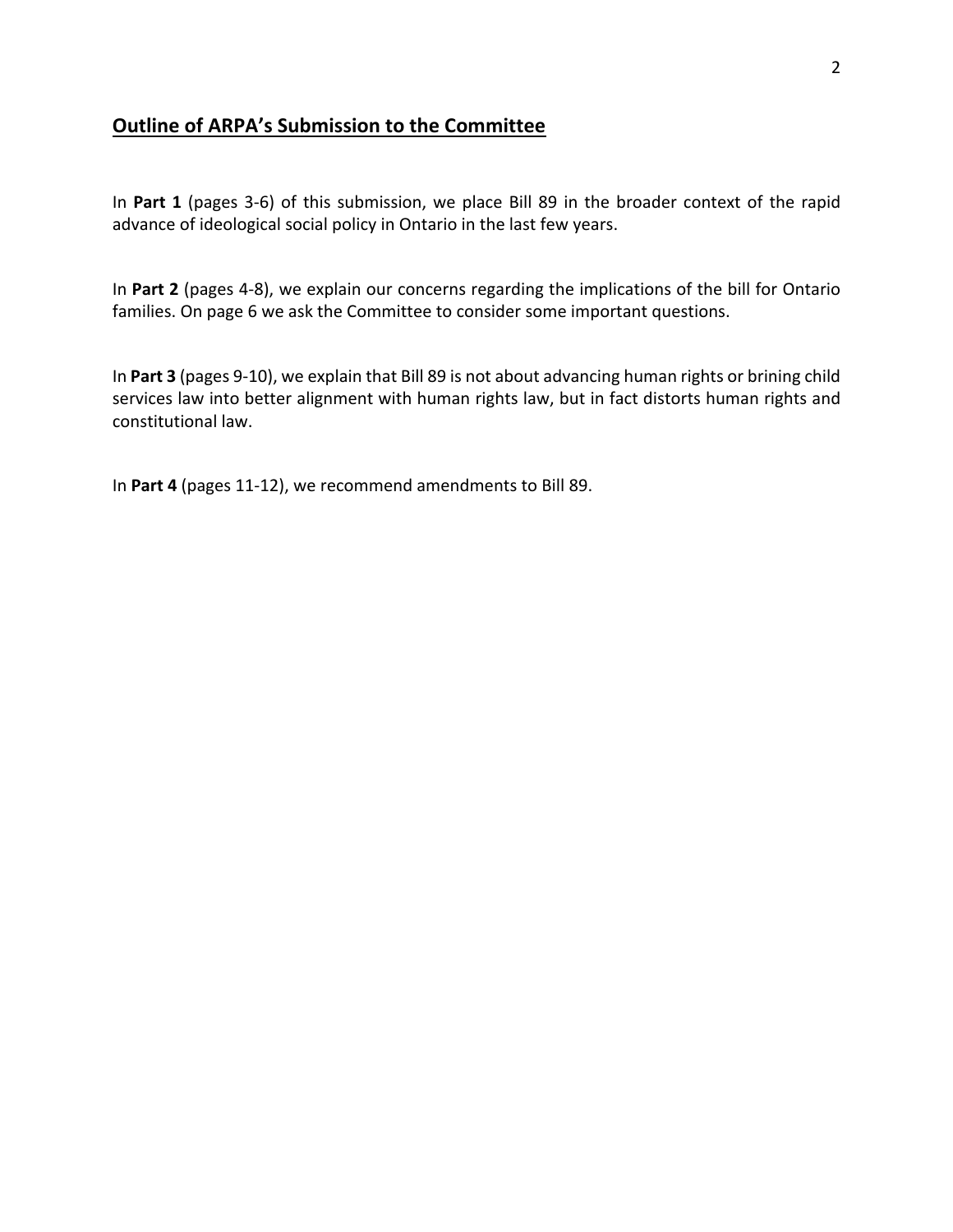## Outline of ARPA's Submission to the Committee

In **Part 1** (pages 3-6) of this submission, we place Bill 89 in the broader context of the rapid advance of ideological social policy in Ontario in the last few years.

In **Part 2** (pages 4-8), we explain our concerns regarding the implications of the bill for Ontario families. On page 6 we ask the Committee to consider some important questions.

In **Part 3** (pages 9-10), we explain that Bill 89 is not about advancing human rights or brining child services law into better alignment with human rights law, but in fact distorts human rights and constitutional law.

In **Part 4** (pages 11-12), we recommend amendments to Bill 89.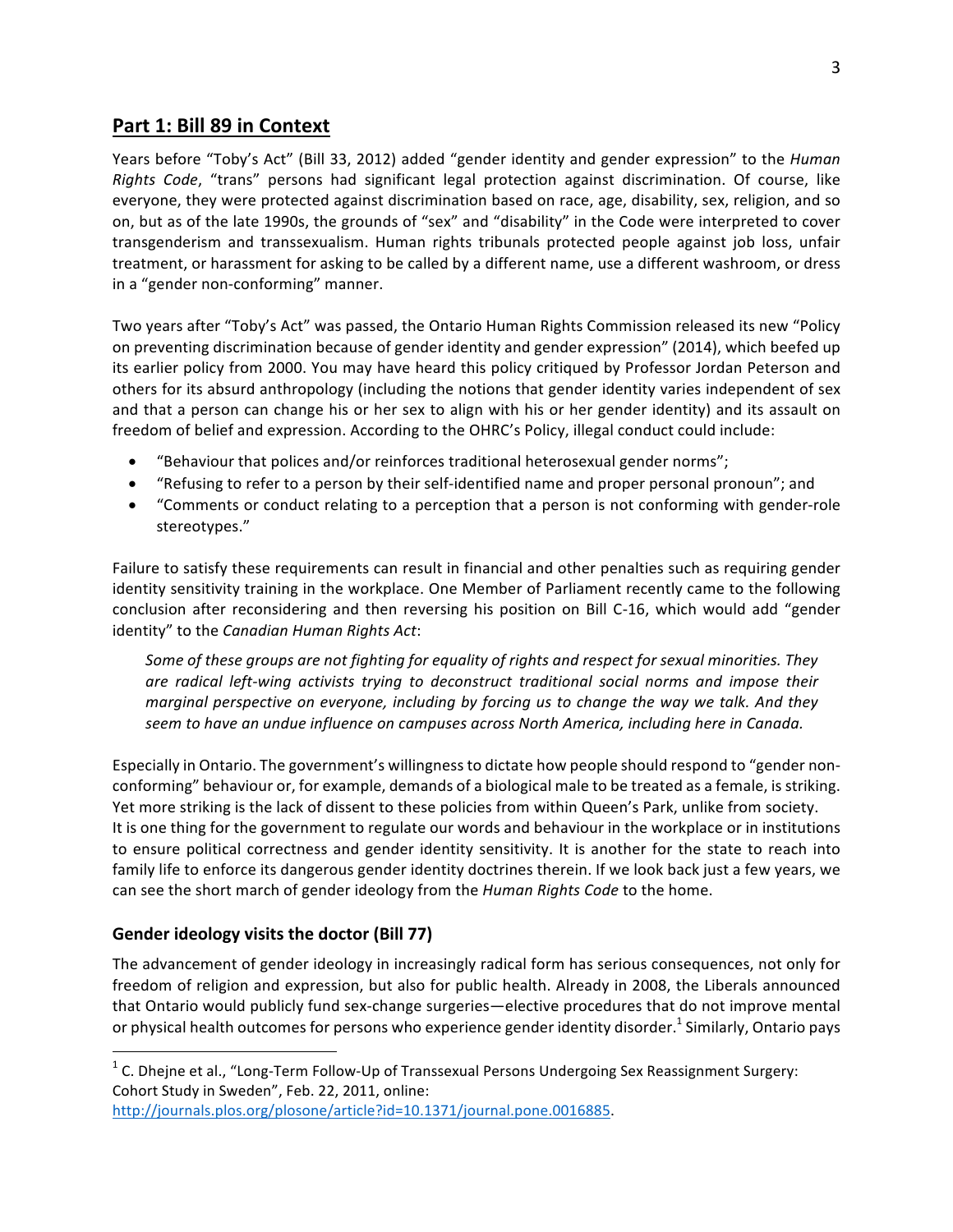## Part 1: Bill 89 in Context

Years before "Toby's Act" (Bill 33, 2012) added "gender identity and gender expression" to the *Human Rights Code*, "trans" persons had significant legal protection against discrimination. Of course, like everyone, they were protected against discrimination based on race, age, disability, sex, religion, and so on, but as of the late 1990s, the grounds of "sex" and "disability" in the Code were interpreted to cover transgenderism and transsexualism. Human rights tribunals protected people against job loss, unfair treatment, or harassment for asking to be called by a different name, use a different washroom, or dress in a "gender non-conforming" manner.

Two years after "Toby's Act" was passed, the Ontario Human Rights Commission released its new "Policy on preventing discrimination because of gender identity and gender expression" (2014), which beefed up its earlier policy from 2000. You may have heard this policy critiqued by Professor Jordan Peterson and others for its absurd anthropology (including the notions that gender identity varies independent of sex and that a person can change his or her sex to align with his or her gender identity) and its assault on freedom of belief and expression. According to the OHRC's Policy, illegal conduct could include:

- "Behaviour that polices and/or reinforces traditional heterosexual gender norms";
- "Refusing to refer to a person by their self-identified name and proper personal pronoun"; and
- "Comments or conduct relating to a perception that a person is not conforming with gender-role stereotypes."

Failure to satisfy these requirements can result in financial and other penalties such as requiring gender identity sensitivity training in the workplace. One Member of Parliament recently came to the following conclusion after reconsidering and then reversing his position on Bill C-16, which would add "gender identity" to the *Canadian Human Rights Act*:

> *Some of these groups are not fighting for equality of rights and respect for sexual minorities. They are radical left-wing activists trying to deconstruct traditional social norms and impose their marginal perspective on everyone, including by forcing us to change the way we talk. And they seem to have an undue influence on campuses across North America, including here in Canada.*

Especially in Ontario. The government's willingness to dictate how people should respond to "gender non-conforming" behaviour or, for example, demands of a biological male to be treated as a female, is striking. Yet more striking is the lack of dissent to these policies from within Queen's Park, unlike from society. It is one thing for the government to regulate our words and behaviour in the workplace or in institutions to ensure political correctness and gender identity sensitivity. It is another for the state to reach into family life to enforce its dangerous gender identity doctrines therein. If we look back just a few years, we can see the short march of gender ideology from the *Human Rights Code* to the home.

### Gender ideology visits the doctor (Bill 77)

The advancement of gender ideology in increasingly radical form has serious consequences, not only for freedom of religion and expression, but also for public health. Already in 2008, the Liberals announced that Ontario would publicly fund sex-change surgeries—elective procedures that do not improve mental or physical health outcomes for persons who experience gender identity disorder.[1] Similarly, Ontario pays

[1] C. Dhejne et al., "Long-Term Follow-Up of Transsexual Persons Undergoing Sex Reassignment Surgery: Cohort Study in Sweden", Feb. 22, 2011, online: http://journals.plos.org/plosone/article?id=10.1371/journal.pone.0016885.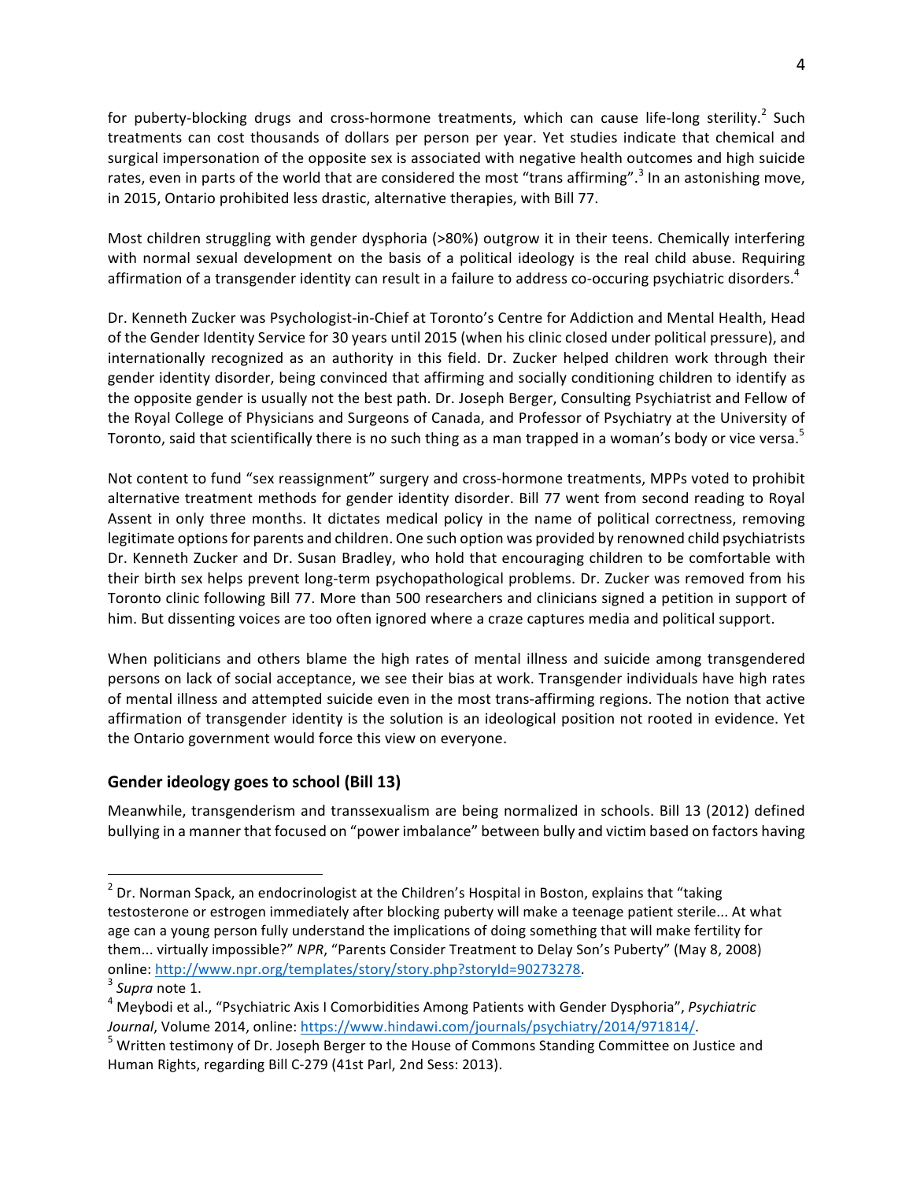for puberty-blocking drugs and cross-hormone treatments, which can cause life-long sterility.[2] Such treatments can cost thousands of dollars per person per year. Yet studies indicate that chemical and surgical impersonation of the opposite sex is associated with negative health outcomes and high suicide rates, even in parts of the world that are considered the most "trans affirming".[3] In an astonishing move, in 2015, Ontario prohibited less drastic, alternative therapies, with Bill 77.

Most children struggling with gender dysphoria (>80%) outgrow it in their teens. Chemically interfering with normal sexual development on the basis of a political ideology is the real child abuse. Requiring affirmation of a transgender identity can result in a failure to address co-occuring psychiatric disorders.[4]

Dr. Kenneth Zucker was Psychologist-in-Chief at Toronto's Centre for Addiction and Mental Health, Head of the Gender Identity Service for 30 years until 2015 (when his clinic closed under political pressure), and internationally recognized as an authority in this field. Dr. Zucker helped children work through their gender identity disorder, being convinced that affirming and socially conditioning children to identify as the opposite gender is usually not the best path. Dr. Joseph Berger, Consulting Psychiatrist and Fellow of the Royal College of Physicians and Surgeons of Canada, and Professor of Psychiatry at the University of Toronto, said that scientifically there is no such thing as a man trapped in a woman's body or vice versa.[5]

Not content to fund "sex reassignment" surgery and cross-hormone treatments, MPPs voted to prohibit alternative treatment methods for gender identity disorder. Bill 77 went from second reading to Royal Assent in only three months. It dictates medical policy in the name of political correctness, removing legitimate options for parents and children. One such option was provided by renowned child psychiatrists Dr. Kenneth Zucker and Dr. Susan Bradley, who hold that encouraging children to be comfortable with their birth sex helps prevent long-term psychopathological problems. Dr. Zucker was removed from his Toronto clinic following Bill 77. More than 500 researchers and clinicians signed a petition in support of him. But dissenting voices are too often ignored where a craze captures media and political support.

When politicians and others blame the high rates of mental illness and suicide among transgendered persons on lack of social acceptance, we see their bias at work. Transgender individuals have high rates of mental illness and attempted suicide even in the most trans-affirming regions. The notion that active affirmation of transgender identity is the solution is an ideological position not rooted in evidence. Yet the Ontario government would force this view on everyone.

## Gender ideology goes to school (Bill 13)

Meanwhile, transgenderism and transsexualism are being normalized in schools. Bill 13 (2012) defined bullying in a manner that focused on "power imbalance" between bully and victim based on factors having

---

[2] Dr. Norman Spack, an endocrinologist at the Children's Hospital in Boston, explains that "taking testosterone or estrogen immediately after blocking puberty will make a teenage patient sterile... At what age can a young person fully understand the implications of doing something that will make fertility for them... virtually impossible?" *NPR*, "Parents Consider Treatment to Delay Son's Puberty" (May 8, 2008) online: http://www.npr.org/templates/story/story.php?storyId=90273278.

[3] *Supra* note 1.

[4] Meybodi et al., "Psychiatric Axis I Comorbidities Among Patients with Gender Dysphoria", *Psychiatric Journal*, Volume 2014, online: https://www.hindawi.com/journals/psychiatry/2014/971814/.

[5] Written testimony of Dr. Joseph Berger to the House of Commons Standing Committee on Justice and Human Rights, regarding Bill C-279 (41st Parl, 2nd Sess: 2013).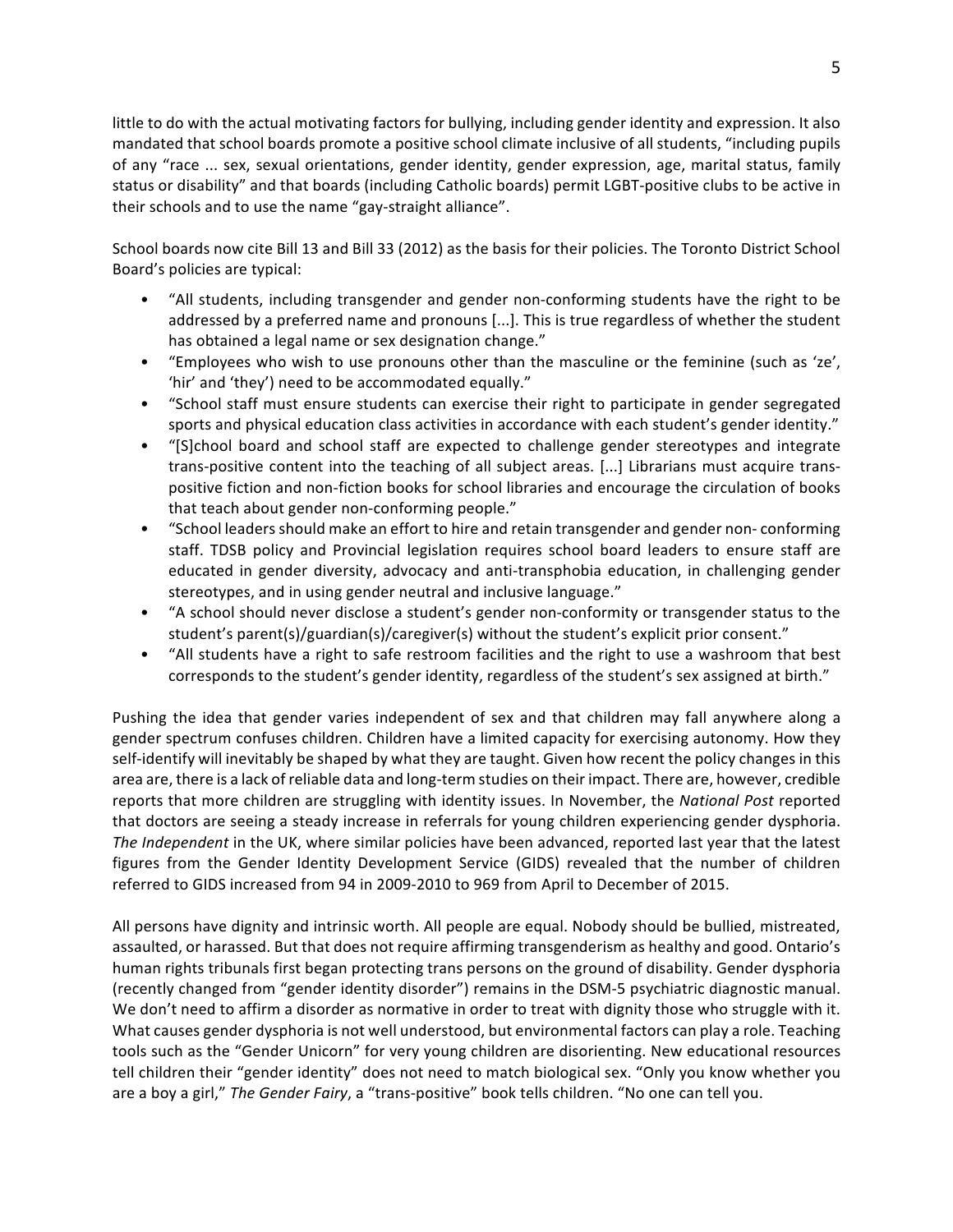little to do with the actual motivating factors for bullying, including gender identity and expression. It also mandated that school boards promote a positive school climate inclusive of all students, "including pupils of any "race ... sex, sexual orientations, gender identity, gender expression, age, marital status, family status or disability" and that boards (including Catholic boards) permit LGBT-positive clubs to be active in their schools and to use the name "gay-straight alliance".

School boards now cite Bill 13 and Bill 33 (2012) as the basis for their policies. The Toronto District School Board's policies are typical:

- "All students, including transgender and gender non-conforming students have the right to be addressed by a preferred name and pronouns [...]. This is true regardless of whether the student has obtained a legal name or sex designation change."
- "Employees who wish to use pronouns other than the masculine or the feminine (such as 'ze', 'hir' and 'they') need to be accommodated equally."
- "School staff must ensure students can exercise their right to participate in gender segregated sports and physical education class activities in accordance with each student's gender identity."
- "[S]chool board and school staff are expected to challenge gender stereotypes and integrate trans-positive content into the teaching of all subject areas. [...] Librarians must acquire trans-positive fiction and non-fiction books for school libraries and encourage the circulation of books that teach about gender non-conforming people."
- "School leaders should make an effort to hire and retain transgender and gender non- conforming staff. TDSB policy and Provincial legislation requires school board leaders to ensure staff are educated in gender diversity, advocacy and anti-transphobia education, in challenging gender stereotypes, and in using gender neutral and inclusive language."
- "A school should never disclose a student's gender non-conformity or transgender status to the student's parent(s)/guardian(s)/caregiver(s) without the student's explicit prior consent."
- "All students have a right to safe restroom facilities and the right to use a washroom that best corresponds to the student's gender identity, regardless of the student's sex assigned at birth."

Pushing the idea that gender varies independent of sex and that children may fall anywhere along a gender spectrum confuses children. Children have a limited capacity for exercising autonomy. How they self-identify will inevitably be shaped by what they are taught. Given how recent the policy changes in this area are, there is a lack of reliable data and long-term studies on their impact. There are, however, credible reports that more children are struggling with identity issues. In November, the *National Post* reported that doctors are seeing a steady increase in referrals for young children experiencing gender dysphoria. *The Independent* in the UK, where similar policies have been advanced, reported last year that the latest figures from the Gender Identity Development Service (GIDS) revealed that the number of children referred to GIDS increased from 94 in 2009-2010 to 969 from April to December of 2015.

All persons have dignity and intrinsic worth. All people are equal. Nobody should be bullied, mistreated, assaulted, or harassed. But that does not require affirming transgenderism as healthy and good. Ontario's human rights tribunals first began protecting trans persons on the ground of disability. Gender dysphoria (recently changed from "gender identity disorder") remains in the DSM-5 psychiatric diagnostic manual. We don't need to affirm a disorder as normative in order to treat with dignity those who struggle with it. What causes gender dysphoria is not well understood, but environmental factors can play a role. Teaching tools such as the "Gender Unicorn" for very young children are disorienting. New educational resources tell children their "gender identity" does not need to match biological sex. "Only you know whether you are a boy a girl," *The Gender Fairy*, a "trans-positive" book tells children. "No one can tell you.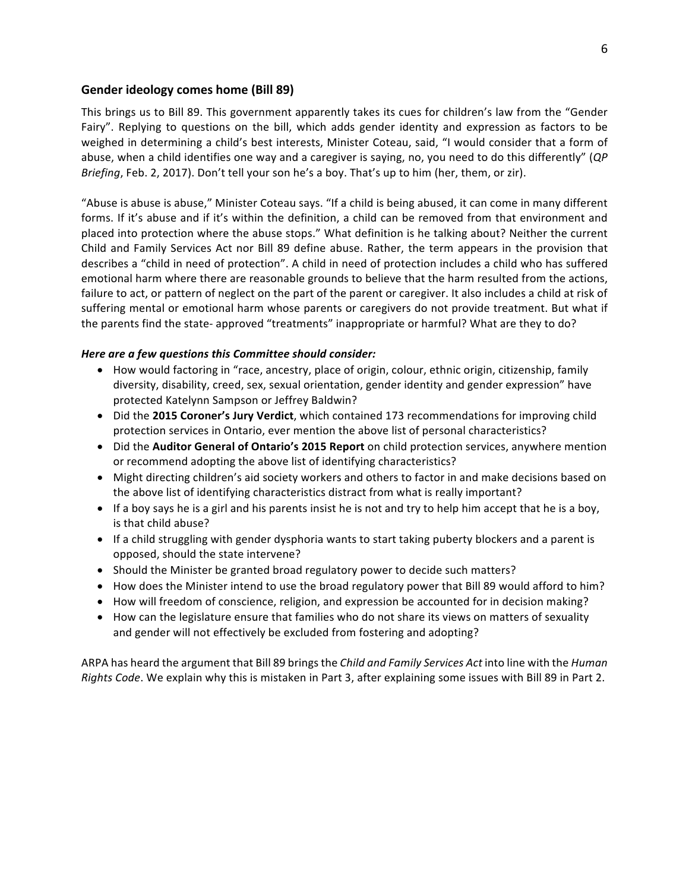### Gender ideology comes home (Bill 89)

This brings us to Bill 89. This government apparently takes its cues for children's law from the "Gender Fairy". Replying to questions on the bill, which adds gender identity and expression as factors to be weighed in determining a child's best interests, Minister Coteau, said, "I would consider that a form of abuse, when a child identifies one way and a caregiver is saying, no, you need to do this differently" (*QP Briefing*, Feb. 2, 2017). Don't tell your son he's a boy. That's up to him (her, them, or zir).

"Abuse is abuse is abuse," Minister Coteau says. "If a child is being abused, it can come in many different forms. If it's abuse and if it's within the definition, a child can be removed from that environment and placed into protection where the abuse stops." What definition is he talking about? Neither the current Child and Family Services Act nor Bill 89 define abuse. Rather, the term appears in the provision that describes a "child in need of protection". A child in need of protection includes a child who has suffered emotional harm where there are reasonable grounds to believe that the harm resulted from the actions, failure to act, or pattern of neglect on the part of the parent or caregiver. It also includes a child at risk of suffering mental or emotional harm whose parents or caregivers do not provide treatment. But what if the parents find the state- approved "treatments" inappropriate or harmful? What are they to do?

***Here are a few questions this Committee should consider:***

- How would factoring in "race, ancestry, place of origin, colour, ethnic origin, citizenship, family diversity, disability, creed, sex, sexual orientation, gender identity and gender expression" have protected Katelynn Sampson or Jeffrey Baldwin?
- Did the **2015 Coroner's Jury Verdict**, which contained 173 recommendations for improving child protection services in Ontario, ever mention the above list of personal characteristics?
- Did the **Auditor General of Ontario's 2015 Report** on child protection services, anywhere mention or recommend adopting the above list of identifying characteristics?
- Might directing children's aid society workers and others to factor in and make decisions based on the above list of identifying characteristics distract from what is really important?
- If a boy says he is a girl and his parents insist he is not and try to help him accept that he is a boy, is that child abuse?
- If a child struggling with gender dysphoria wants to start taking puberty blockers and a parent is opposed, should the state intervene?
- Should the Minister be granted broad regulatory power to decide such matters?
- How does the Minister intend to use the broad regulatory power that Bill 89 would afford to him?
- How will freedom of conscience, religion, and expression be accounted for in decision making?
- How can the legislature ensure that families who do not share its views on matters of sexuality and gender will not effectively be excluded from fostering and adopting?

ARPA has heard the argument that Bill 89 brings the *Child and Family Services Act* into line with the *Human Rights Code*. We explain why this is mistaken in Part 3, after explaining some issues with Bill 89 in Part 2.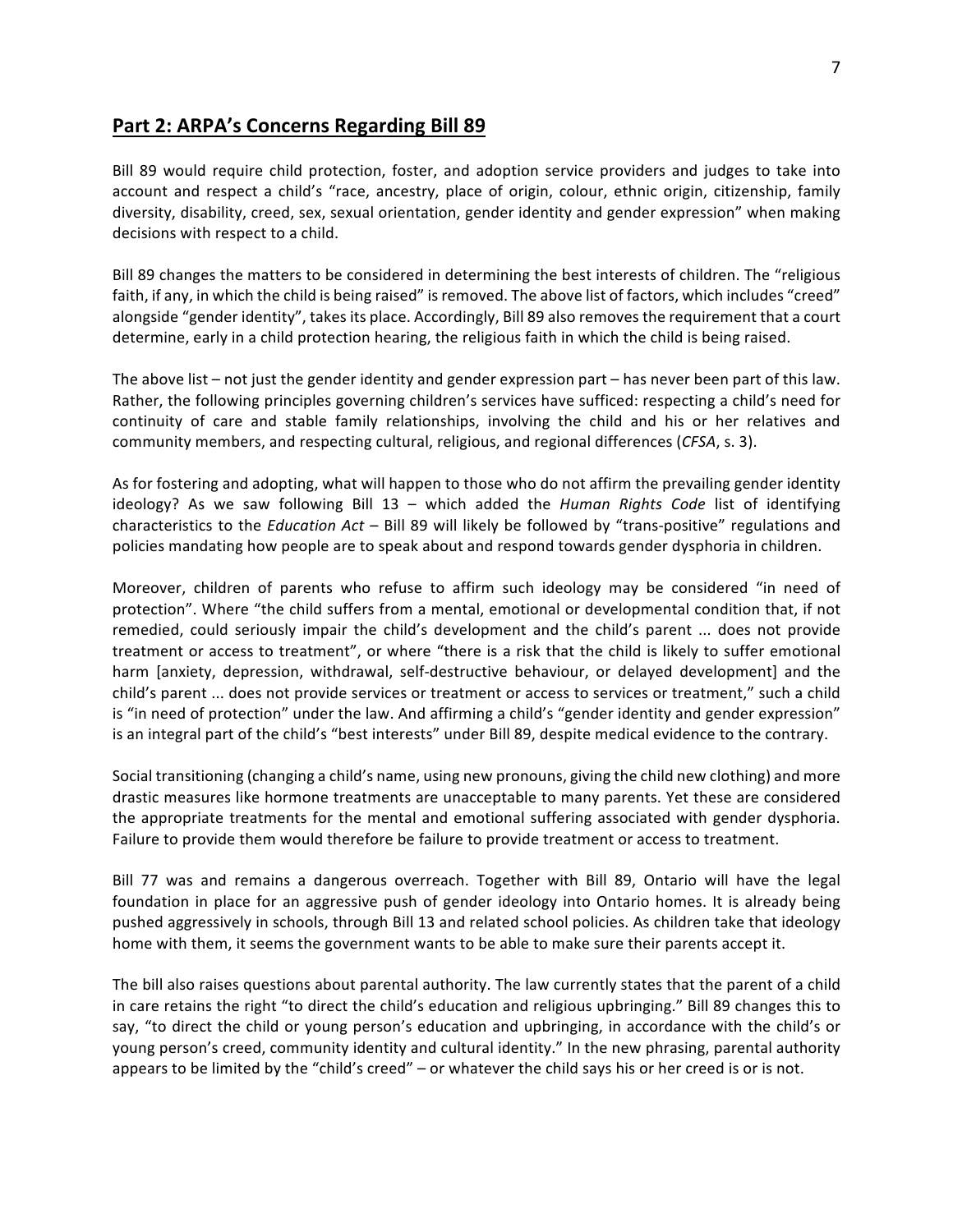## **Part 2: ARPA's Concerns Regarding Bill 89**

Bill 89 would require child protection, foster, and adoption service providers and judges to take into account and respect a child's "race, ancestry, place of origin, colour, ethnic origin, citizenship, family diversity, disability, creed, sex, sexual orientation, gender identity and gender expression" when making decisions with respect to a child.

Bill 89 changes the matters to be considered in determining the best interests of children. The "religious faith, if any, in which the child is being raised" is removed. The above list of factors, which includes "creed" alongside "gender identity", takes its place. Accordingly, Bill 89 also removes the requirement that a court determine, early in a child protection hearing, the religious faith in which the child is being raised.

The above list – not just the gender identity and gender expression part – has never been part of this law. Rather, the following principles governing children's services have sufficed: respecting a child's need for continuity of care and stable family relationships, involving the child and his or her relatives and community members, and respecting cultural, religious, and regional differences (*CFSA*, s. 3).

As for fostering and adopting, what will happen to those who do not affirm the prevailing gender identity ideology? As we saw following Bill 13 – which added the *Human Rights Code* list of identifying characteristics to the *Education Act* – Bill 89 will likely be followed by "trans-positive" regulations and policies mandating how people are to speak about and respond towards gender dysphoria in children.

Moreover, children of parents who refuse to affirm such ideology may be considered "in need of protection". Where "the child suffers from a mental, emotional or developmental condition that, if not remedied, could seriously impair the child's development and the child's parent ... does not provide treatment or access to treatment", or where "there is a risk that the child is likely to suffer emotional harm [anxiety, depression, withdrawal, self-destructive behaviour, or delayed development] and the child's parent ... does not provide services or treatment or access to services or treatment," such a child is "in need of protection" under the law. And affirming a child's "gender identity and gender expression" is an integral part of the child's "best interests" under Bill 89, despite medical evidence to the contrary.

Social transitioning (changing a child's name, using new pronouns, giving the child new clothing) and more drastic measures like hormone treatments are unacceptable to many parents. Yet these are considered the appropriate treatments for the mental and emotional suffering associated with gender dysphoria. Failure to provide them would therefore be failure to provide treatment or access to treatment.

Bill 77 was and remains a dangerous overreach. Together with Bill 89, Ontario will have the legal foundation in place for an aggressive push of gender ideology into Ontario homes. It is already being pushed aggressively in schools, through Bill 13 and related school policies. As children take that ideology home with them, it seems the government wants to be able to make sure their parents accept it.

The bill also raises questions about parental authority. The law currently states that the parent of a child in care retains the right "to direct the child's education and religious upbringing." Bill 89 changes this to say, "to direct the child or young person's education and upbringing, in accordance with the child's or young person's creed, community identity and cultural identity." In the new phrasing, parental authority appears to be limited by the "child's creed" – or whatever the child says his or her creed is or is not.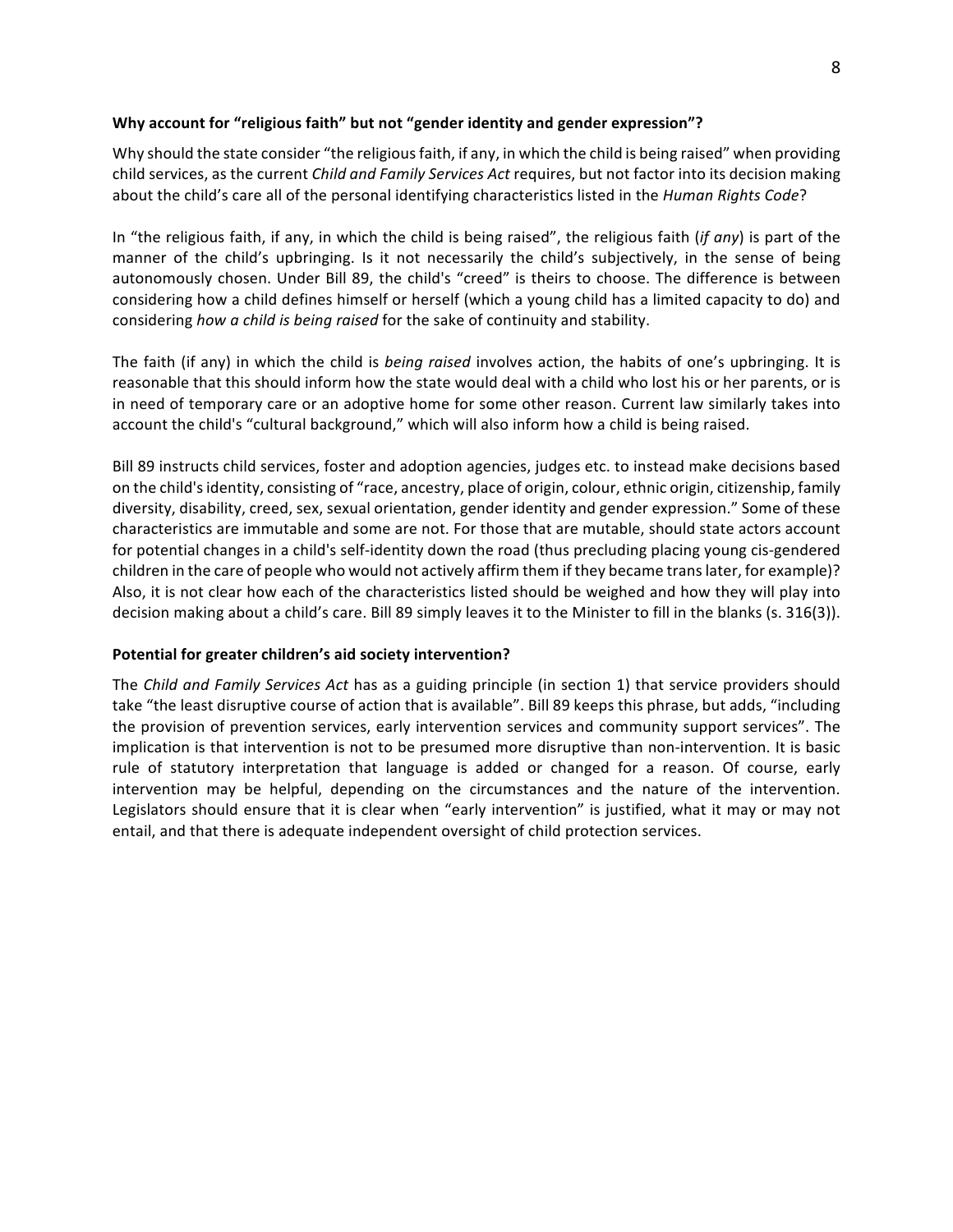**Why account for "religious faith" but not "gender identity and gender expression"?**

Why should the state consider "the religious faith, if any, in which the child is being raised" when providing child services, as the current *Child and Family Services Act* requires, but not factor into its decision making about the child's care all of the personal identifying characteristics listed in the *Human Rights Code*?

In "the religious faith, if any, in which the child is being raised", the religious faith (*if any*) is part of the manner of the child's upbringing. Is it not necessarily the child's subjectively, in the sense of being autonomously chosen. Under Bill 89, the child's "creed" is theirs to choose. The difference is between considering how a child defines himself or herself (which a young child has a limited capacity to do) and considering *how a child is being raised* for the sake of continuity and stability.

The faith (if any) in which the child is *being raised* involves action, the habits of one's upbringing. It is reasonable that this should inform how the state would deal with a child who lost his or her parents, or is in need of temporary care or an adoptive home for some other reason. Current law similarly takes into account the child's "cultural background," which will also inform how a child is being raised.

Bill 89 instructs child services, foster and adoption agencies, judges etc. to instead make decisions based on the child's identity, consisting of "race, ancestry, place of origin, colour, ethnic origin, citizenship, family diversity, disability, creed, sex, sexual orientation, gender identity and gender expression." Some of these characteristics are immutable and some are not. For those that are mutable, should state actors account for potential changes in a child's self-identity down the road (thus precluding placing young cis-gendered children in the care of people who would not actively affirm them if they became trans later, for example)? Also, it is not clear how each of the characteristics listed should be weighed and how they will play into decision making about a child's care. Bill 89 simply leaves it to the Minister to fill in the blanks (s. 316(3)).

**Potential for greater children's aid society intervention?**

The *Child and Family Services Act* has as a guiding principle (in section 1) that service providers should take "the least disruptive course of action that is available". Bill 89 keeps this phrase, but adds, "including the provision of prevention services, early intervention services and community support services". The implication is that intervention is not to be presumed more disruptive than non-intervention. It is basic rule of statutory interpretation that language is added or changed for a reason. Of course, early intervention may be helpful, depending on the circumstances and the nature of the intervention. Legislators should ensure that it is clear when "early intervention" is justified, what it may or may not entail, and that there is adequate independent oversight of child protection services.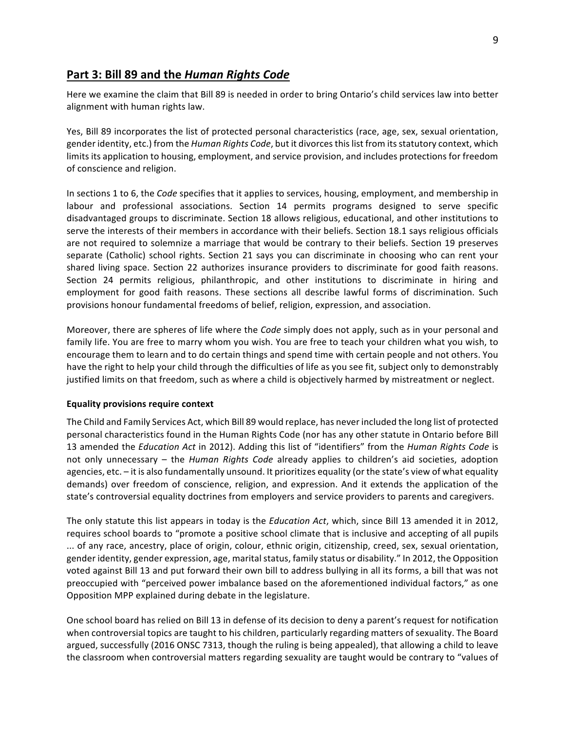## **Part 3: Bill 89 and the *Human Rights Code***

Here we examine the claim that Bill 89 is needed in order to bring Ontario's child services law into better alignment with human rights law.

Yes, Bill 89 incorporates the list of protected personal characteristics (race, age, sex, sexual orientation, gender identity, etc.) from the *Human Rights Code*, but it divorces this list from its statutory context, which limits its application to housing, employment, and service provision, and includes protections for freedom of conscience and religion.

In sections 1 to 6, the *Code* specifies that it applies to services, housing, employment, and membership in labour and professional associations. Section 14 permits programs designed to serve specific disadvantaged groups to discriminate. Section 18 allows religious, educational, and other institutions to serve the interests of their members in accordance with their beliefs. Section 18.1 says religious officials are not required to solemnize a marriage that would be contrary to their beliefs. Section 19 preserves separate (Catholic) school rights. Section 21 says you can discriminate in choosing who can rent your shared living space. Section 22 authorizes insurance providers to discriminate for good faith reasons. Section 24 permits religious, philanthropic, and other institutions to discriminate in hiring and employment for good faith reasons. These sections all describe lawful forms of discrimination. Such provisions honour fundamental freedoms of belief, religion, expression, and association.

Moreover, there are spheres of life where the *Code* simply does not apply, such as in your personal and family life. You are free to marry whom you wish. You are free to teach your children what you wish, to encourage them to learn and to do certain things and spend time with certain people and not others. You have the right to help your child through the difficulties of life as you see fit, subject only to demonstrably justified limits on that freedom, such as where a child is objectively harmed by mistreatment or neglect.

### **Equality provisions require context**

The Child and Family Services Act, which Bill 89 would replace, has never included the long list of protected personal characteristics found in the Human Rights Code (nor has any other statute in Ontario before Bill 13 amended the *Education Act* in 2012). Adding this list of "identifiers" from the *Human Rights Code* is not only unnecessary – the *Human Rights Code* already applies to children's aid societies, adoption agencies, etc. – it is also fundamentally unsound. It prioritizes equality (or the state's view of what equality demands) over freedom of conscience, religion, and expression. And it extends the application of the state's controversial equality doctrines from employers and service providers to parents and caregivers.

The only statute this list appears in today is the *Education Act*, which, since Bill 13 amended it in 2012, requires school boards to "promote a positive school climate that is inclusive and accepting of all pupils ... of any race, ancestry, place of origin, colour, ethnic origin, citizenship, creed, sex, sexual orientation, gender identity, gender expression, age, marital status, family status or disability." In 2012, the Opposition voted against Bill 13 and put forward their own bill to address bullying in all its forms, a bill that was not preoccupied with "perceived power imbalance based on the aforementioned individual factors," as one Opposition MPP explained during debate in the legislature.

One school board has relied on Bill 13 in defense of its decision to deny a parent's request for notification when controversial topics are taught to his children, particularly regarding matters of sexuality. The Board argued, successfully (2016 ONSC 7313, though the ruling is being appealed), that allowing a child to leave the classroom when controversial matters regarding sexuality are taught would be contrary to "values of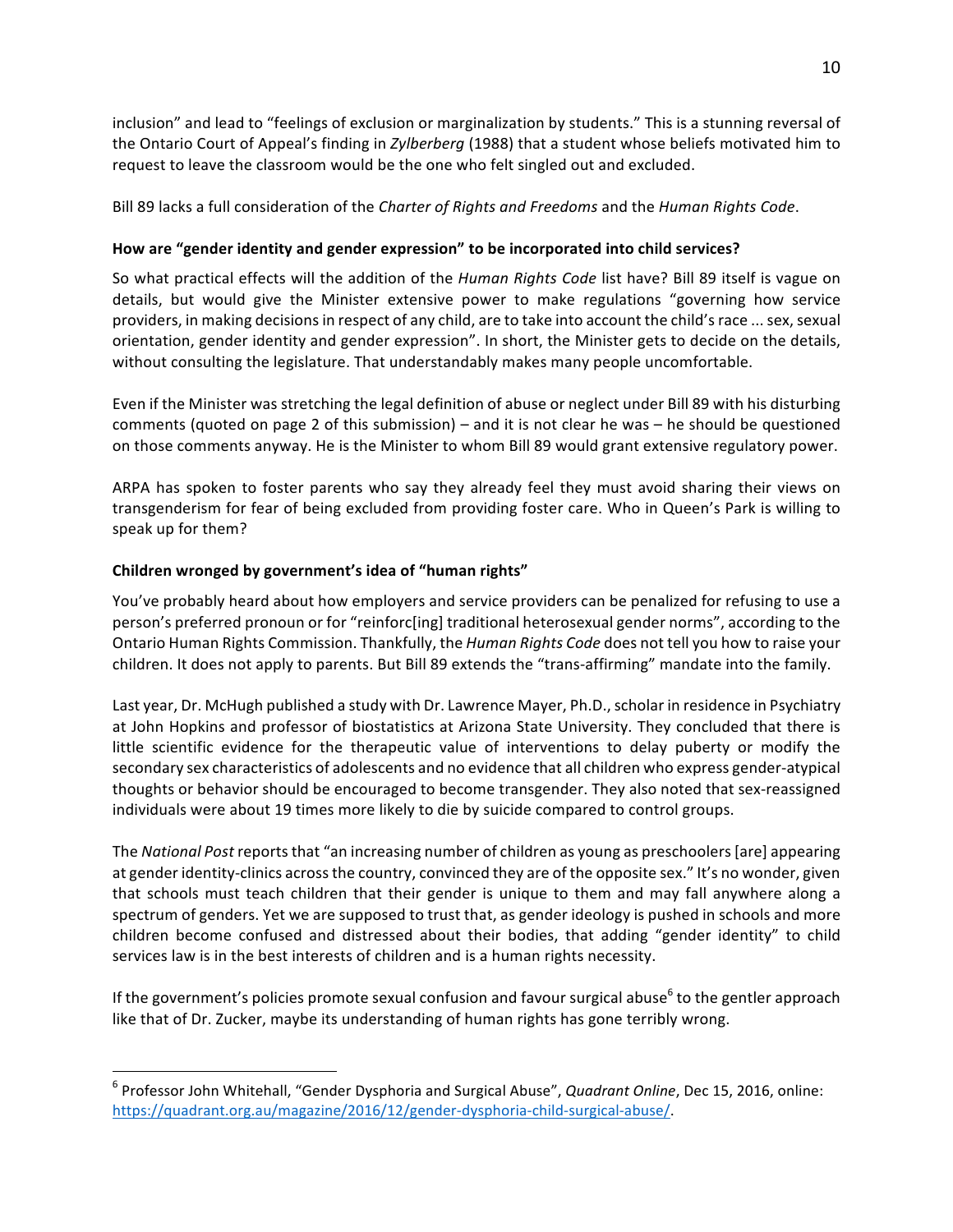inclusion" and lead to "feelings of exclusion or marginalization by students." This is a stunning reversal of the Ontario Court of Appeal's finding in *Zylberberg* (1988) that a student whose beliefs motivated him to request to leave the classroom would be the one who felt singled out and excluded.

Bill 89 lacks a full consideration of the *Charter of Rights and Freedoms* and the *Human Rights Code*.

**How are "gender identity and gender expression" to be incorporated into child services?**

So what practical effects will the addition of the *Human Rights Code* list have? Bill 89 itself is vague on details, but would give the Minister extensive power to make regulations "governing how service providers, in making decisions in respect of any child, are to take into account the child's race ... sex, sexual orientation, gender identity and gender expression". In short, the Minister gets to decide on the details, without consulting the legislature. That understandably makes many people uncomfortable.

Even if the Minister was stretching the legal definition of abuse or neglect under Bill 89 with his disturbing comments (quoted on page 2 of this submission) – and it is not clear he was – he should be questioned on those comments anyway. He is the Minister to whom Bill 89 would grant extensive regulatory power.

ARPA has spoken to foster parents who say they already feel they must avoid sharing their views on transgenderism for fear of being excluded from providing foster care. Who in Queen's Park is willing to speak up for them?

**Children wronged by government's idea of "human rights"**

You've probably heard about how employers and service providers can be penalized for refusing to use a person's preferred pronoun or for "reinforc[ing] traditional heterosexual gender norms", according to the Ontario Human Rights Commission. Thankfully, the *Human Rights Code* does not tell you how to raise your children. It does not apply to parents. But Bill 89 extends the "trans-affirming" mandate into the family.

Last year, Dr. McHugh published a study with Dr. Lawrence Mayer, Ph.D., scholar in residence in Psychiatry at John Hopkins and professor of biostatistics at Arizona State University. They concluded that there is little scientific evidence for the therapeutic value of interventions to delay puberty or modify the secondary sex characteristics of adolescents and no evidence that all children who express gender-atypical thoughts or behavior should be encouraged to become transgender. They also noted that sex-reassigned individuals were about 19 times more likely to die by suicide compared to control groups.

The *National Post* reports that "an increasing number of children as young as preschoolers [are] appearing at gender identity-clinics across the country, convinced they are of the opposite sex." It's no wonder, given that schools must teach children that their gender is unique to them and may fall anywhere along a spectrum of genders. Yet we are supposed to trust that, as gender ideology is pushed in schools and more children become confused and distressed about their bodies, that adding "gender identity" to child services law is in the best interests of children and is a human rights necessity.

If the government's policies promote sexual confusion and favour surgical abuse[6] to the gentler approach like that of Dr. Zucker, maybe its understanding of human rights has gone terribly wrong.

---

[6] Professor John Whitehall, "Gender Dysphoria and Surgical Abuse", *Quadrant Online*, Dec 15, 2016, online: https://quadrant.org.au/magazine/2016/12/gender-dysphoria-child-surgical-abuse/.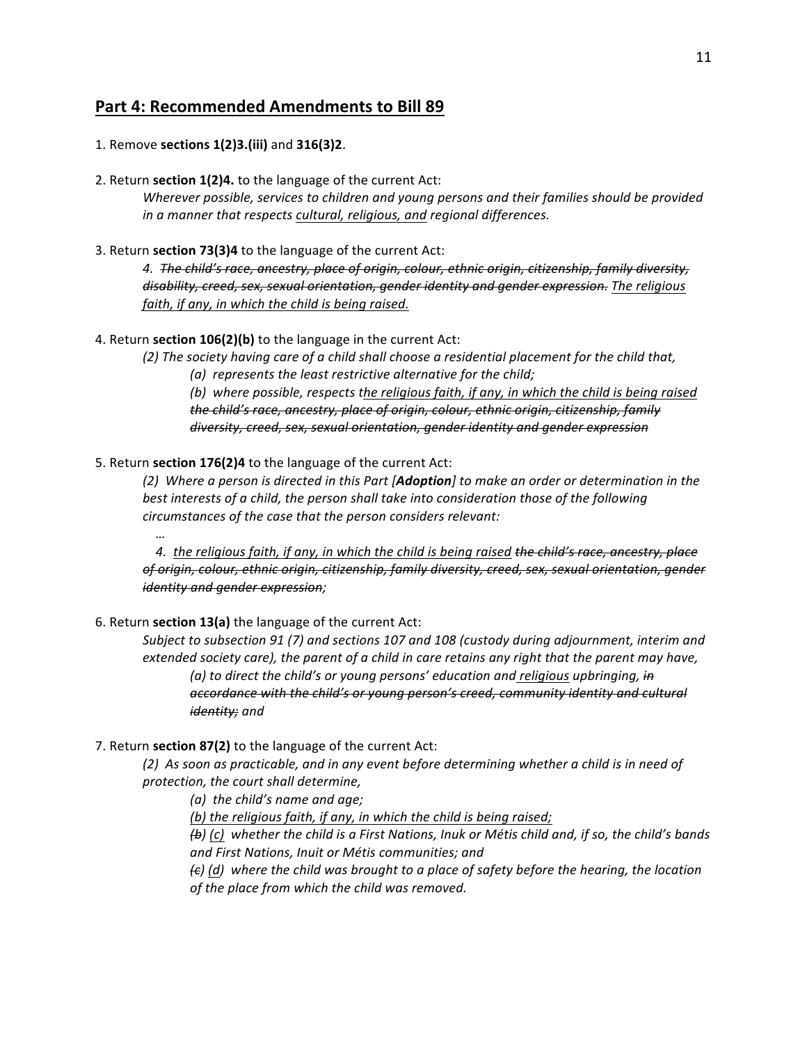## Part 4: Recommended Amendments to Bill 89

1. Remove **sections 1(2)3.(iii)** and **316(3)2**.

2. Return **section 1(2)4.** to the language of the current Act:

   *Wherever possible, services to children and young persons and their families should be provided in a manner that respects <u>cultural, religious, and</u> regional differences.*

3. Return **section 73(3)4** to the language of the current Act:

   *4. ~~The child's race, ancestry, place of origin, colour, ethnic origin, citizenship, family diversity, disability, creed, sex, sexual orientation, gender identity and gender expression.~~ <u>The religious faith, if any, in which the child is being raised.</u>*

4. Return **section 106(2)(b)** to the language in the current Act:

   *(2) The society having care of a child shall choose a residential placement for the child that,*

   *(a) represents the least restrictive alternative for the child;*

   *(b) where possible, respects t<u>he religious faith, if any, in which the child is being raised</u> ~~the child's race, ancestry, place of origin, colour, ethnic origin, citizenship, family diversity, creed, sex, sexual orientation, gender identity and gender expression~~*

5. Return **section 176(2)4** to the language of the current Act:

   *(2) Where a person is directed in this Part [**Adoption**] to make an order or determination in the best interests of a child, the person shall take into consideration those of the following circumstances of the case that the person considers relevant:*

   *…*

   *4. <u>the religious faith, if any, in which the child is being raised</u> ~~the child's race, ancestry, place of origin, colour, ethnic origin, citizenship, family diversity, creed, sex, sexual orientation, gender identity and gender expression~~;*

6. Return **section 13(a)** the language of the current Act:

   *Subject to subsection 91 (7) and sections 107 and 108 (custody during adjournment, interim and extended society care), the parent of a child in care retains any right that the parent may have,*

   *(a) to direct the child's or young persons' education and <u>religious</u> upbringing, ~~in accordance with the child's or young person's creed, community identity and cultural identity;~~ and*

7. Return **section 87(2)** to the language of the current Act:

   *(2) As soon as practicable, and in any event before determining whether a child is in need of protection, the court shall determine,*

   *(a) the child's name and age;*

   *<u>(b) the religious faith, if any, in which the child is being raised;</u>*

   *~~(b)~~ <u>(c)</u> whether the child is a First Nations, Inuk or Métis child and, if so, the child's bands and First Nations, Inuit or Métis communities; and*

   *~~(c)~~ <u>(d)</u> where the child was brought to a place of safety before the hearing, the location of the place from which the child was removed.*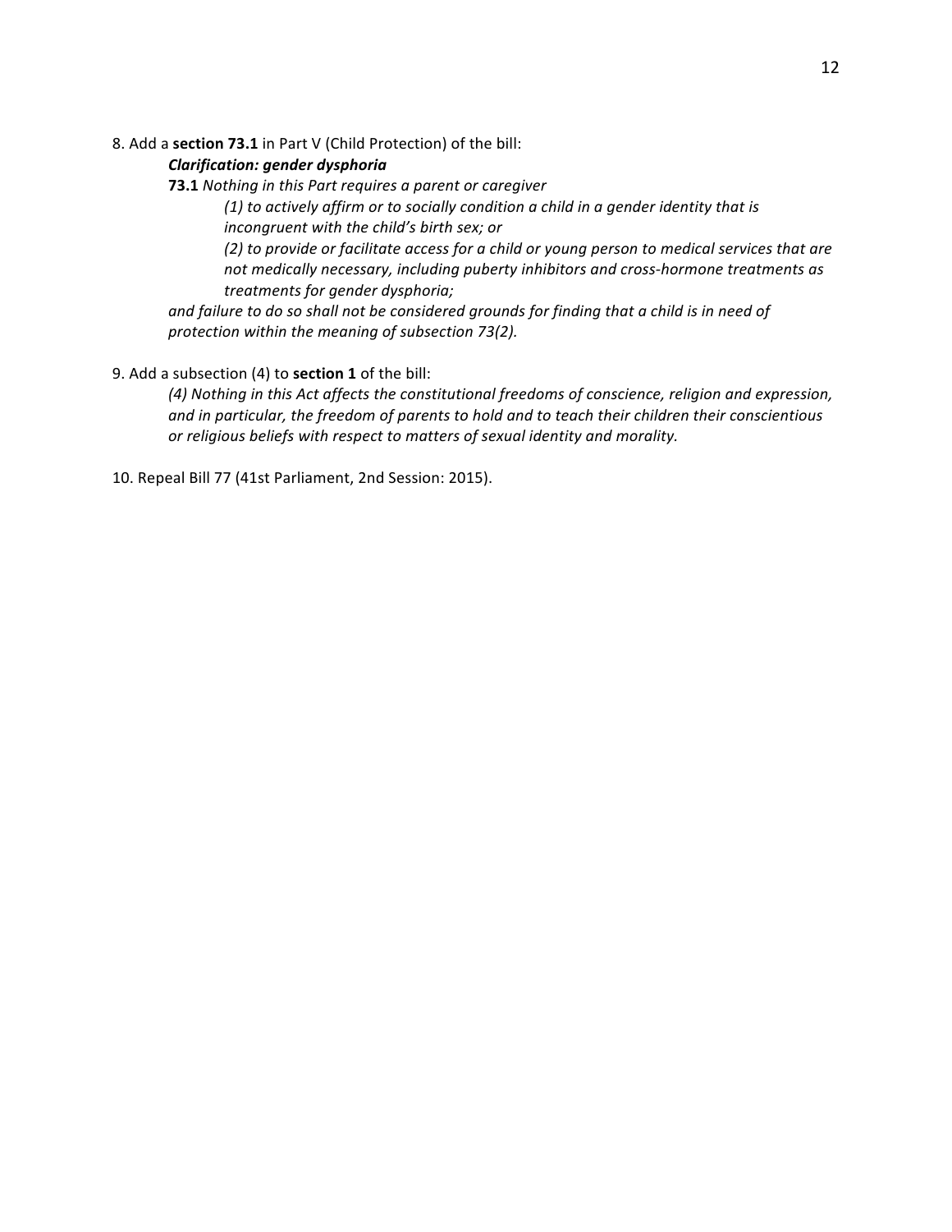8. Add a **section 73.1** in Part V (Child Protection) of the bill:

> ***Clarification: gender dysphoria***
>
> **73.1** *Nothing in this Part requires a parent or caregiver*
>
> > *(1) to actively affirm or to socially condition a child in a gender identity that is incongruent with the child's birth sex; or*
> >
> > *(2) to provide or facilitate access for a child or young person to medical services that are not medically necessary, including puberty inhibitors and cross-hormone treatments as treatments for gender dysphoria;*
>
> *and failure to do so shall not be considered grounds for finding that a child is in need of protection within the meaning of subsection 73(2).*

9. Add a subsection (4) to **section 1** of the bill:

> *(4) Nothing in this Act affects the constitutional freedoms of conscience, religion and expression, and in particular, the freedom of parents to hold and to teach their children their conscientious or religious beliefs with respect to matters of sexual identity and morality.*

10. Repeal Bill 77 (41st Parliament, 2nd Session: 2015).